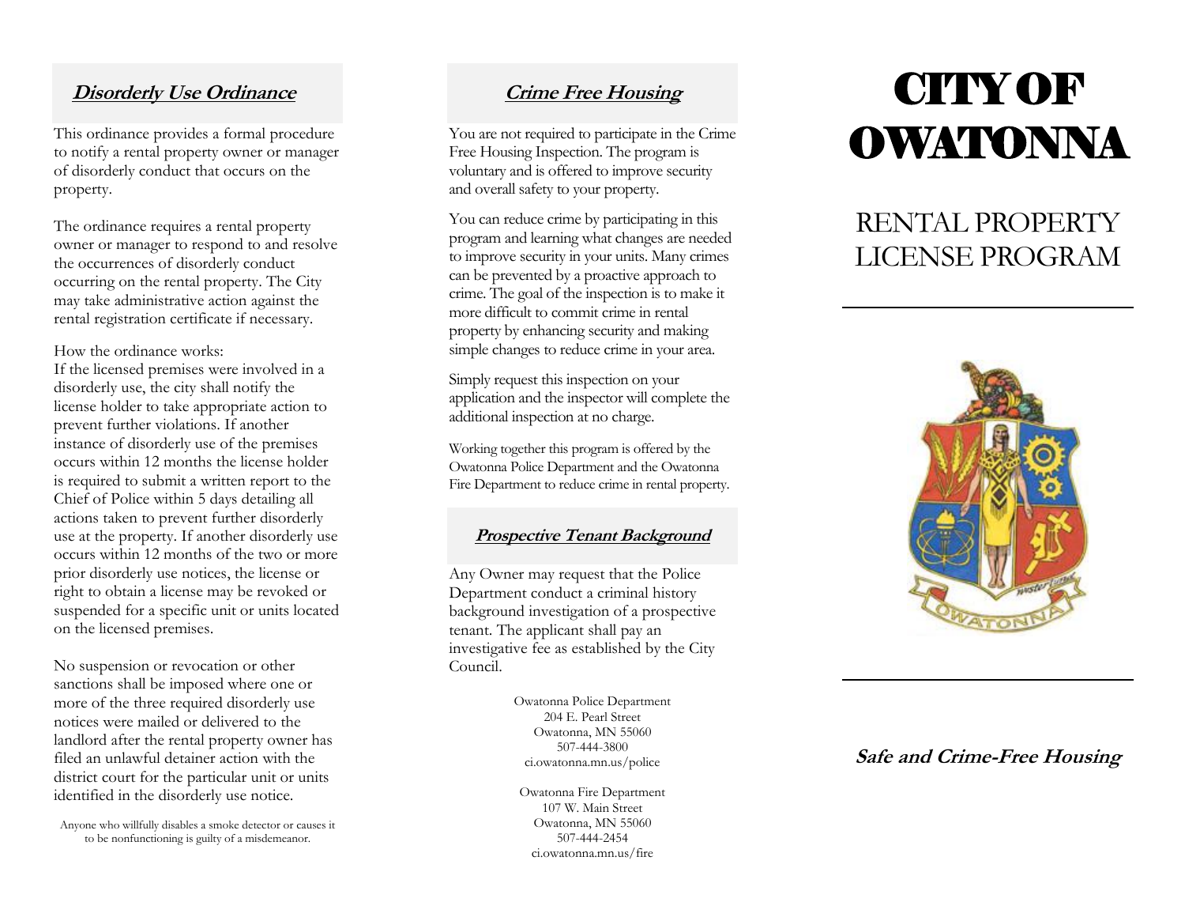## Disorderly Use Ordinance

This ordinance provides a formal procedure to notify a rental property owner or manager of disorderly conduct that occurs on the property.

The ordinance requires a rental property owner or manager to respond to and resolve the occurrences of disorderly conduct occurring on the rental property. The City may take administrative action against the rental registration certificate if necessary.

How the ordinance works:
If the licensed premises were involved in a disorderly use, the city shall notify the license holder to take appropriate action to prevent further violations. If another instance of disorderly use of the premises occurs within 12 months the license holder is required to submit a written report to the Chief of Police within 5 days detailing all actions taken to prevent further disorderly use at the property. If another disorderly use occurs within 12 months of the two or more prior disorderly use notices, the license or right to obtain a license may be revoked or suspended for a specific unit or units located on the licensed premises.

No suspension or revocation or other sanctions shall be imposed where one or more of the three required disorderly use notices were mailed or delivered to the landlord after the rental property owner has filed an unlawful detainer action with the district court for the particular unit or units identified in the disorderly use notice.

Anyone who willfully disables a smoke detector or causes it to be nonfunctioning is guilty of a misdemeanor.

## Crime Free Housing

You are not required to participate in the Crime Free Housing Inspection. The program is voluntary and is offered to improve security and overall safety to your property.

You can reduce crime by participating in this program and learning what changes are needed to improve security in your units. Many crimes can be prevented by a proactive approach to crime. The goal of the inspection is to make it more difficult to commit crime in rental property by enhancing security and making simple changes to reduce crime in your area.

Simply request this inspection on your application and the inspector will complete the additional inspection at no charge.

Working together this program is offered by the Owatonna Police Department and the Owatonna Fire Department to reduce crime in rental property.

## Prospective Tenant Background

Any Owner may request that the Police Department conduct a criminal history background investigation of a prospective tenant. The applicant shall pay an investigative fee as established by the City Council.

Owatonna Police Department
204 E. Pearl Street
Owatonna, MN 55060
507-444-3800
ci.owatonna.mn.us/police

Owatonna Fire Department
107 W. Main Street
Owatonna, MN 55060
507-444-2454
ci.owatonna.mn.us/fire

# CITY OF OWATONNA

# RENTAL PROPERTY LICENSE PROGRAM

**Safe and Crime-Free Housing**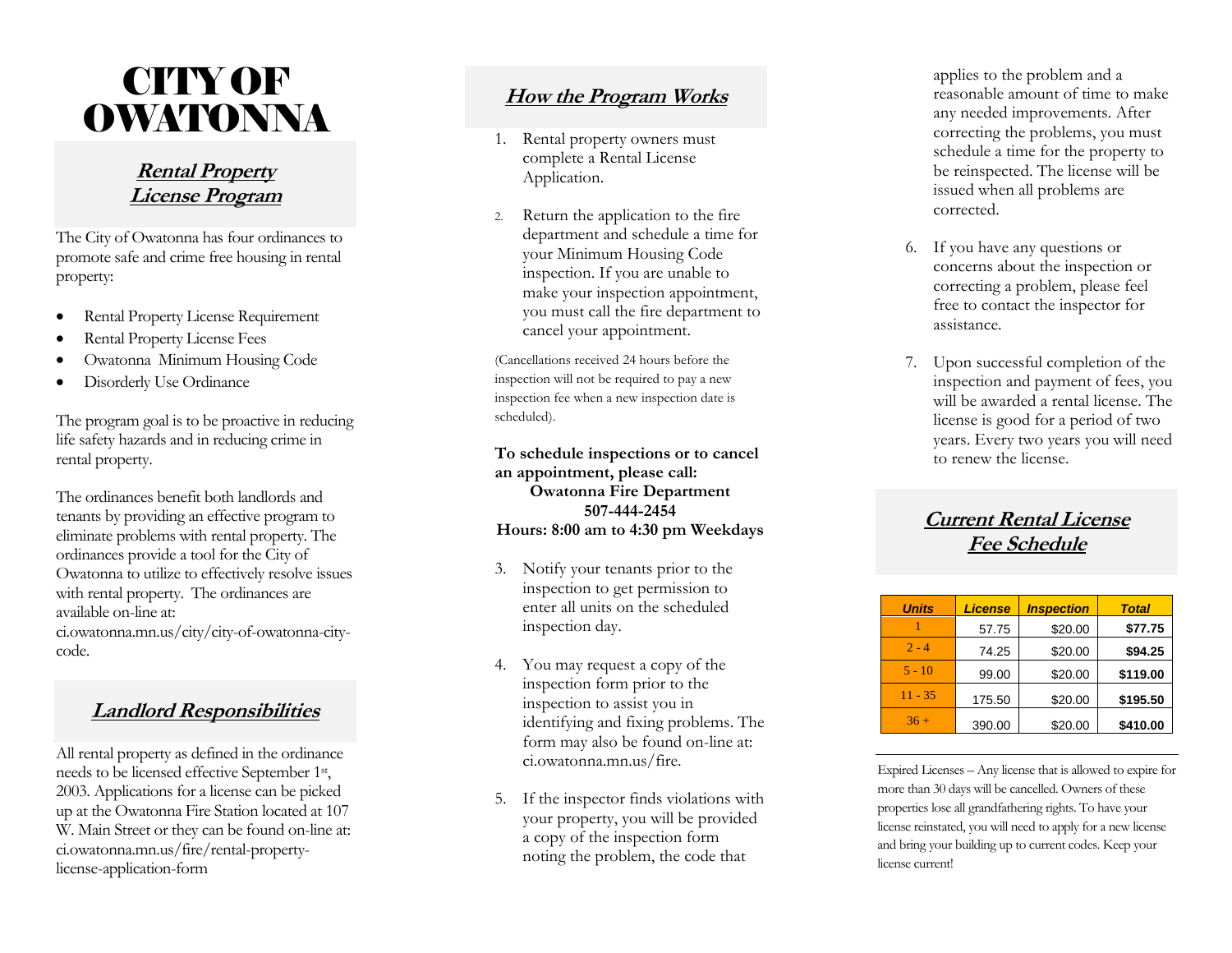# CITY OF OWATONNA

## Rental Property License Program

The City of Owatonna has four ordinances to promote safe and crime free housing in rental property:

- Rental Property License Requirement
- Rental Property License Fees
- Owatonna Minimum Housing Code
- Disorderly Use Ordinance

The program goal is to be proactive in reducing life safety hazards and in reducing crime in rental property.

The ordinances benefit both landlords and tenants by providing an effective program to eliminate problems with rental property. The ordinances provide a tool for the City of Owatonna to utilize to effectively resolve issues with rental property. The ordinances are available on-line at: ci.owatonna.mn.us/city/city-of-owatonna-city-code.

## Landlord Responsibilities

All rental property as defined in the ordinance needs to be licensed effective September 1st, 2003. Applications for a license can be picked up at the Owatonna Fire Station located at 107 W. Main Street or they can be found on-line at: ci.owatonna.mn.us/fire/rental-property-license-application-form

## How the Program Works

1. Rental property owners must complete a Rental License Application.

2. Return the application to the fire department and schedule a time for your Minimum Housing Code inspection. If you are unable to make your inspection appointment, you must call the fire department to cancel your appointment.

(Cancellations received 24 hours before the inspection will not be required to pay a new inspection fee when a new inspection date is scheduled).

**To schedule inspections or to cancel an appointment, please call:**
**Owatonna Fire Department**
**507-444-2454**
**Hours: 8:00 am to 4:30 pm Weekdays**

3. Notify your tenants prior to the inspection to get permission to enter all units on the scheduled inspection day.

4. You may request a copy of the inspection form prior to the inspection to assist you in identifying and fixing problems. The form may also be found on-line at: ci.owatonna.mn.us/fire.

5. If the inspector finds violations with your property, you will be provided a copy of the inspection form noting the problem, the code that applies to the problem and a reasonable amount of time to make any needed improvements. After correcting the problems, you must schedule a time for the property to be reinspected. The license will be issued when all problems are corrected.

6. If you have any questions or concerns about the inspection or correcting a problem, please feel free to contact the inspector for assistance.

7. Upon successful completion of the inspection and payment of fees, you will be awarded a rental license. The license is good for a period of two years. Every two years you will need to renew the license.

## Current Rental License Fee Schedule

| Units | License | Inspection | Total |
| --- | --- | --- | --- |
| 1 | 57.75 | $20.00 | **$77.75** |
| 2 - 4 | 74.25 | $20.00 | **$94.25** |
| 5 - 10 | 99.00 | $20.00 | **$119.00** |
| 11 - 35 | 175.50 | $20.00 | **$195.50** |
| 36 + | 390.00 | $20.00 | **$410.00** |

Expired Licenses – Any license that is allowed to expire for more than 30 days will be cancelled. Owners of these properties lose all grandfathering rights. To have your license reinstated, you will need to apply for a new license and bring your building up to current codes. Keep your license current!